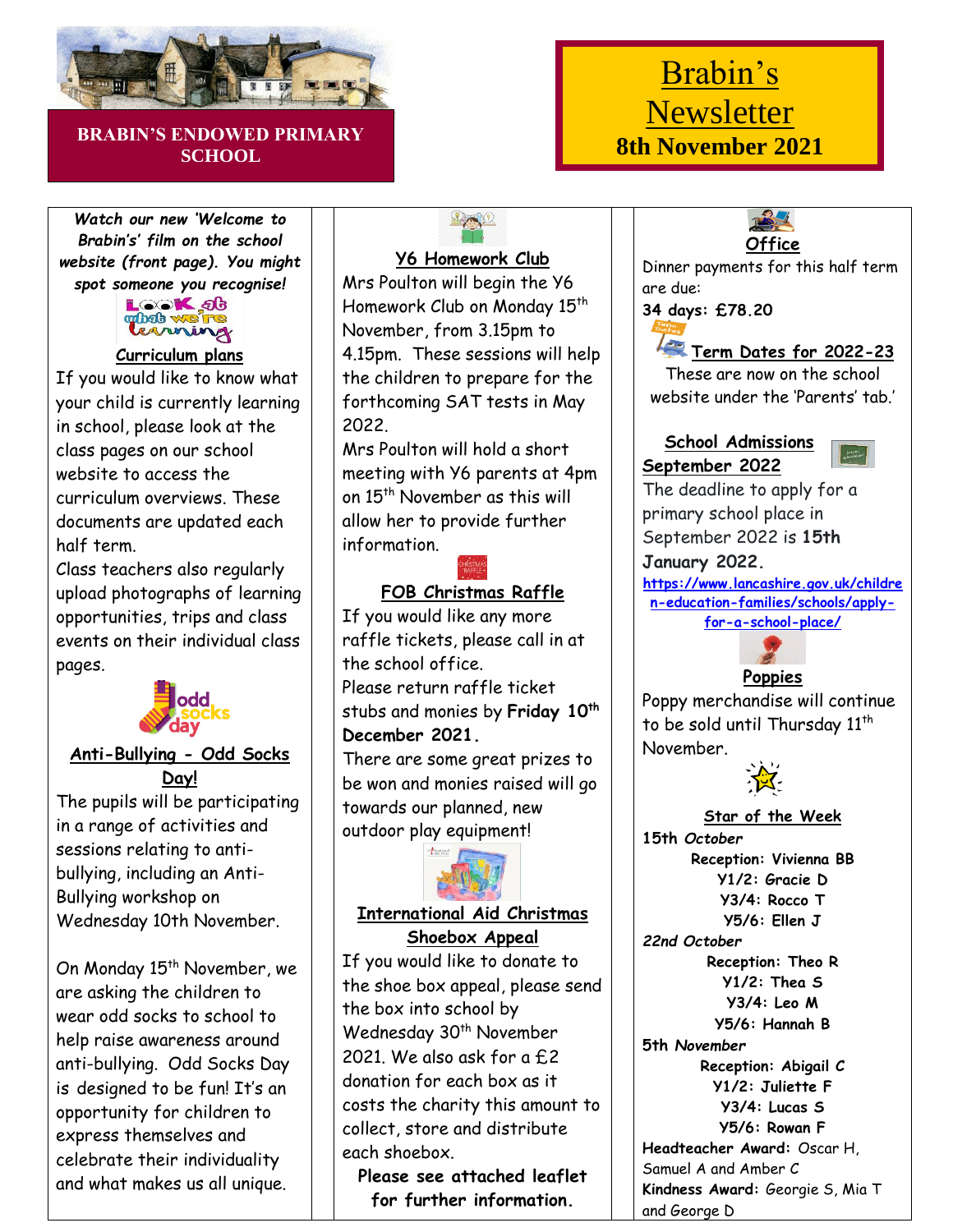# Brabin's Newsletter

**BRABIN'S ENDOWED PRIMARY SCHOOL**

**8th November 2021**

***Watch our new 'Welcome to Brabin's' film on the school website (front page). You might spot someone you recognise!***

## Curriculum plans

If you would like to know what your child is currently learning in school, please look at the class pages on our school website to access the curriculum overviews. These documents are updated each half term.

Class teachers also regularly upload photographs of learning opportunities, trips and class events on their individual class pages.

## Anti-Bullying - Odd Socks Day!

The pupils will be participating in a range of activities and sessions relating to anti-bullying, including an Anti-Bullying workshop on Wednesday 10th November.

On Monday 15th November, we are asking the children to wear odd socks to school to help raise awareness around anti-bullying. Odd Socks Day is designed to be fun! It's an opportunity for children to express themselves and celebrate their individuality and what makes us all unique.

## Y6 Homework Club

Mrs Poulton will begin the Y6 Homework Club on Monday 15th November, from 3.15pm to 4.15pm. These sessions will help the children to prepare for the forthcoming SAT tests in May 2022.

Mrs Poulton will hold a short meeting with Y6 parents at 4pm on 15th November as this will allow her to provide further information.

## FOB Christmas Raffle

If you would like any more raffle tickets, please call in at the school office.

Please return raffle ticket stubs and monies by **Friday 10th December 2021.**

There are some great prizes to be won and monies raised will go towards our planned, new outdoor play equipment!

## International Aid Christmas Shoebox Appeal

If you would like to donate to the shoe box appeal, please send the box into school by Wednesday 30th November 2021. We also ask for a £2 donation for each box as it costs the charity this amount to collect, store and distribute each shoebox.

**Please see attached leaflet for further information.**

## Office

Dinner payments for this half term are due:

**34 days: £78.20**

## Term Dates for 2022-23

These are now on the school website under the 'Parents' tab.'

## School Admissions September 2022

The deadline to apply for a primary school place in September 2022 is **15th January 2022.**

https://www.lancashire.gov.uk/children-education-families/schools/apply-for-a-school-place/

## Poppies

Poppy merchandise will continue to be sold until Thursday 11th November.

## Star of the Week

***15th October***

**Reception: Vivienna BB**
**Y1/2: Gracie D**
**Y3/4: Rocco T**
**Y5/6: Ellen J**

***22nd October***

**Reception: Theo R**
**Y1/2: Thea S**
**Y3/4: Leo M**
**Y5/6: Hannah B**

***5th November***

**Reception: Abigail C**
**Y1/2: Juliette F**
**Y3/4: Lucas S**
**Y5/6: Rowan F**

**Headteacher Award:** Oscar H, Samuel A and Amber C

**Kindness Award:** Georgie S, Mia T and George D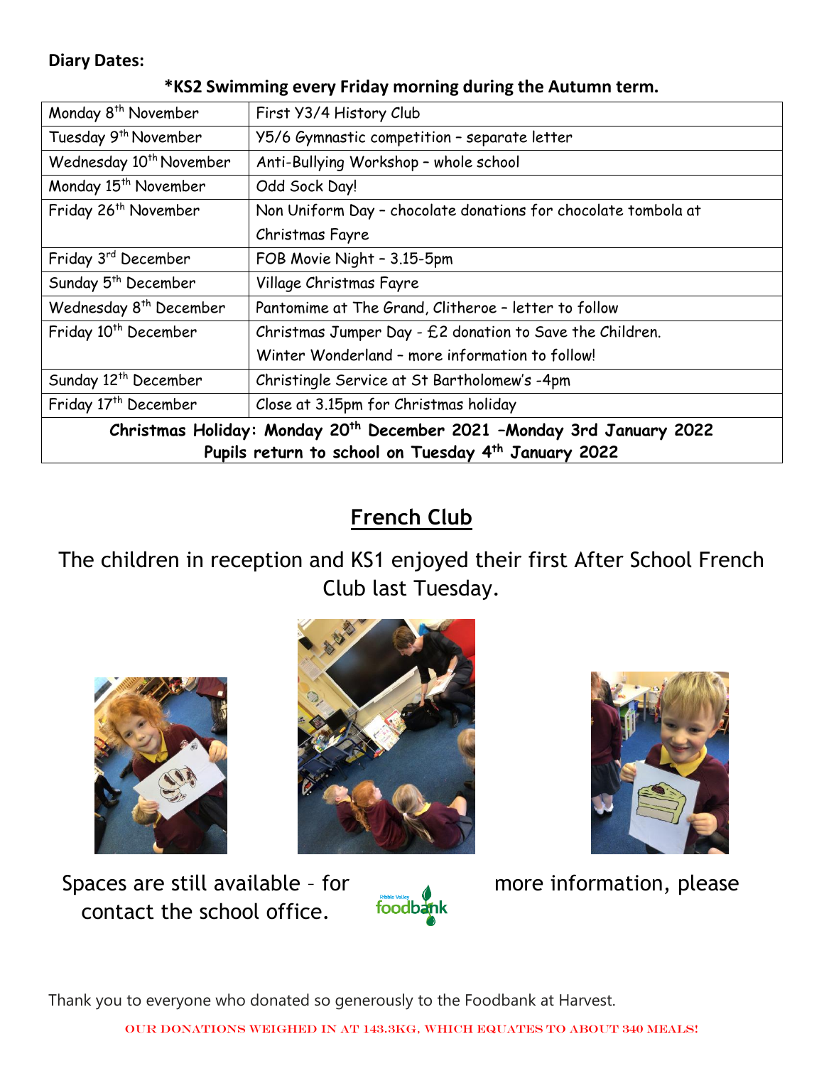**Diary Dates:**

**\*KS2 Swimming every Friday morning during the Autumn term.**

| | |
|---|---|
| Monday 8th November | First Y3/4 History Club |
| Tuesday 9th November | Y5/6 Gymnastic competition – separate letter |
| Wednesday 10th November | Anti-Bullying Workshop – whole school |
| Monday 15th November | Odd Sock Day! |
| Friday 26th November | Non Uniform Day – chocolate donations for chocolate tombola at Christmas Fayre |
| Friday 3rd December | FOB Movie Night – 3.15-5pm |
| Sunday 5th December | Village Christmas Fayre |
| Wednesday 8th December | Pantomime at The Grand, Clitheroe – letter to follow |
| Friday 10th December | Christmas Jumper Day - £2 donation to Save the Children. Winter Wonderland – more information to follow! |
| Sunday 12th December | Christingle Service at St Bartholomew's -4pm |
| Friday 17th December | Close at 3.15pm for Christmas holiday |
| **Christmas Holiday: Monday 20th December 2021 –Monday 3rd January 2022 Pupils return to school on Tuesday 4th January 2022** | |

## French Club

The children in reception and KS1 enjoyed their first After School French Club last Tuesday.

Spaces are still available – for more information, please contact the school office.

Thank you to everyone who donated so generously to the Foodbank at Harvest.

OUR DONATIONS WEIGHED IN AT 143.3KG, WHICH EQUATES TO ABOUT 340 MEALS!